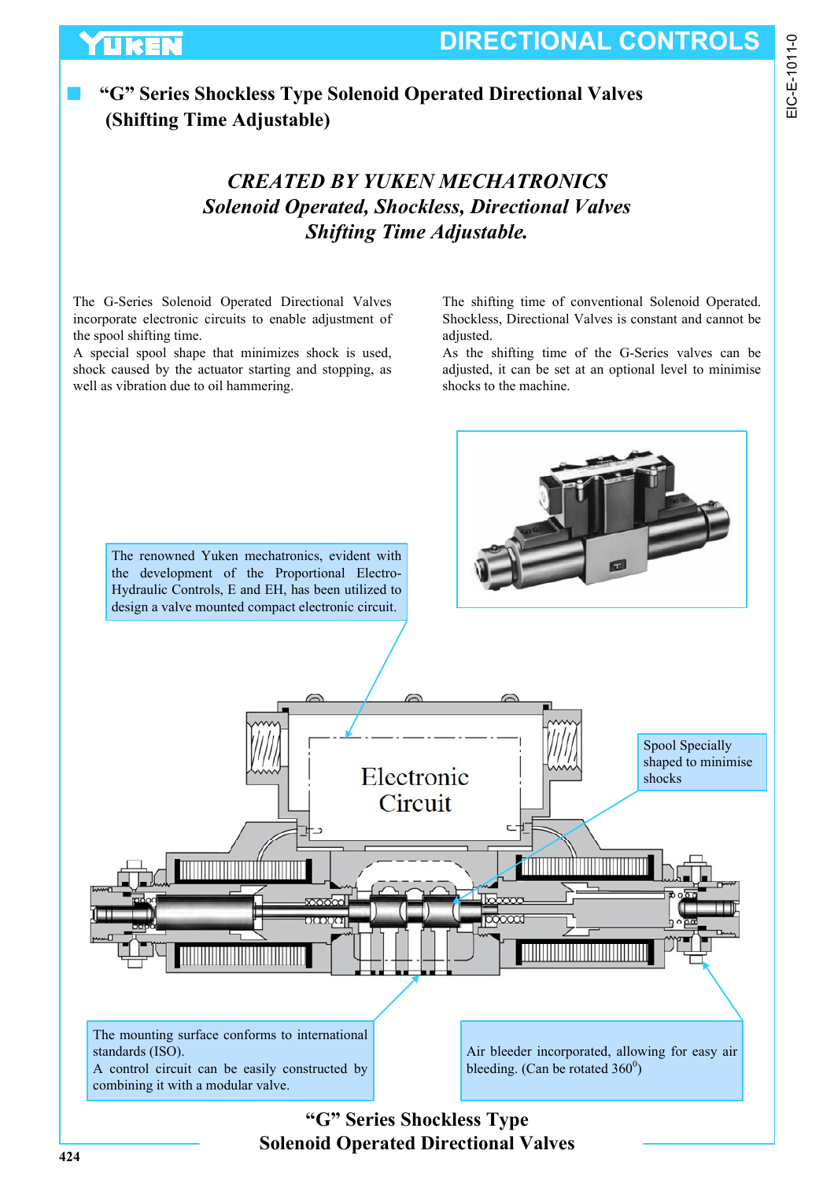## "G" Series Shockless Type Solenoid Operated Directional Valves (Shifting Time Adjustable)

***CREATED BY YUKEN MECHATRONICS***
***Solenoid Operated, Shockless, Directional Valves***
***Shifting Time Adjustable.***

The G-Series Solenoid Operated Directional Valves incorporate electronic circuits to enable adjustment of the spool shifting time.
A special spool shape that minimizes shock is used, shock caused by the actuator starting and stopping, as well as vibration due to oil hammering.

The shifting time of conventional Solenoid Operated. Shockless, Directional Valves is constant and cannot be adjusted.
As the shifting time of the G-Series valves can be adjusted, it can be set at an optional level to minimise shocks to the machine.

The renowned Yuken mechatronics, evident with the development of the Proportional Electro-Hydraulic Controls, E and EH, has been utilized to design a valve mounted compact electronic circuit.

Electronic Circuit

Spool Specially shaped to minimise shocks

The mounting surface conforms to international standards (ISO).
A control circuit can be easily constructed by combining it with a modular valve.

Air bleeder incorporated, allowing for easy air bleeding. (Can be rotated $360^0$)

**"G" Series Shockless Type Solenoid Operated Directional Valves**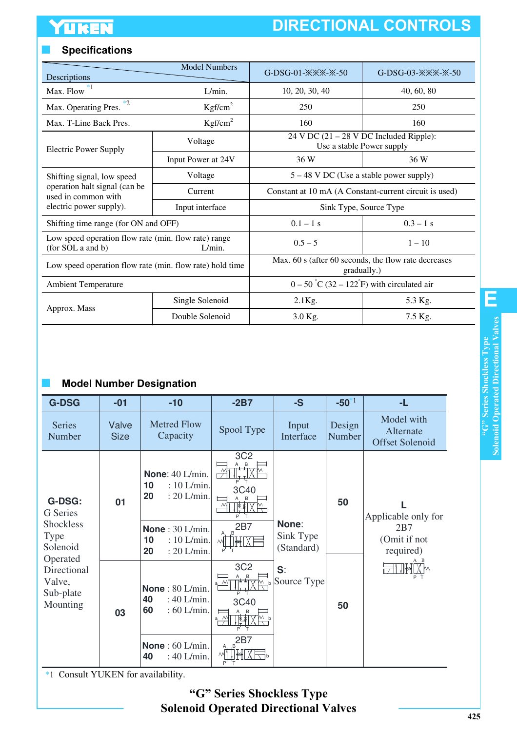## Specifications

| Descriptions / Model Numbers | | G-DSG-01-※※※-※-50 | G-DSG-03-※※※-※-50 |
|---|---|---|---|
| Max. Flow *1 L/min. | | 10, 20, 30, 40 | 40, 60, 80 |
| Max. Operating Pres. *2 Kgf/cm² | | 250 | 250 |
| Max. T-Line Back Pres. Kgf/cm² | | 160 | 160 |
| Electric Power Supply | Voltage | 24 V DC (21 – 28 V DC Included Ripple): Use a stable Power supply | |
| | Input Power at 24V | 36 W | 36 W |
| Shifting signal, low speed operation halt signal (can be used in common with electric power supply). | Voltage | 5 – 48 V DC (Use a stable power supply) | |
| | Current | Constant at 10 mA (A Constant-current circuit is used) | |
| | Input interface | Sink Type, Source Type | |
| Shifting time range (for ON and OFF) | | 0.1 – 1 s | 0.3 – 1 s |
| Low speed operation flow rate (min. flow rate) range (for SOL a and b) L/min. | | 0.5 – 5 | 1 – 10 |
| Low speed operation flow rate (min. flow rate) hold time | | Max. 60 s (after 60 seconds, the flow rate decreases gradually.) | |
| Ambient Temperature | | 0 – 50 °C (32 – 122°F) with circulated air | |
| Approx. Mass | Single Solenoid | 2.1Kg. | 5.3 Kg. |
| | Double Solenoid | 3.0 Kg. | 7.5 Kg. |

## Model Number Designation

| G-DSG | -01 | -10 | -2B7 | -S | -50 *1 | -L |
|---|---|---|---|---|---|---|
| Series Number | Valve Size | Metred Flow Capacity | Spool Type | Input Interface | Design Number | Model with Alternate Offset Solenoid |
| **G-DSG:** G Series Shockless Type Solenoid Operated Directional Valve, Sub-plate Mounting | 01 | **None**: 40 L/min. **10** : 10 L/min. **20** : 20 L/min. | 3C2, 3C40 | **None**: Sink Type (Standard) **S**: Source Type | 50 | **L** Applicable only for 2B7 (Omit if not required) |
| | | **None** : 30 L/min. **10** : 10 L/min. **20** : 20 L/min. | 2B7 | | | |
| | 03 | **None** : 80 L/min. **40** : 40 L/min. **60** : 60 L/min. | 3C2, 3C40 | | 50 | |
| | | **None** : 60 L/min. **40** : 40 L/min. | 2B7 | | | |

*1 Consult YUKEN for availability.

**"G" Series Shockless Type Solenoid Operated Directional Valves**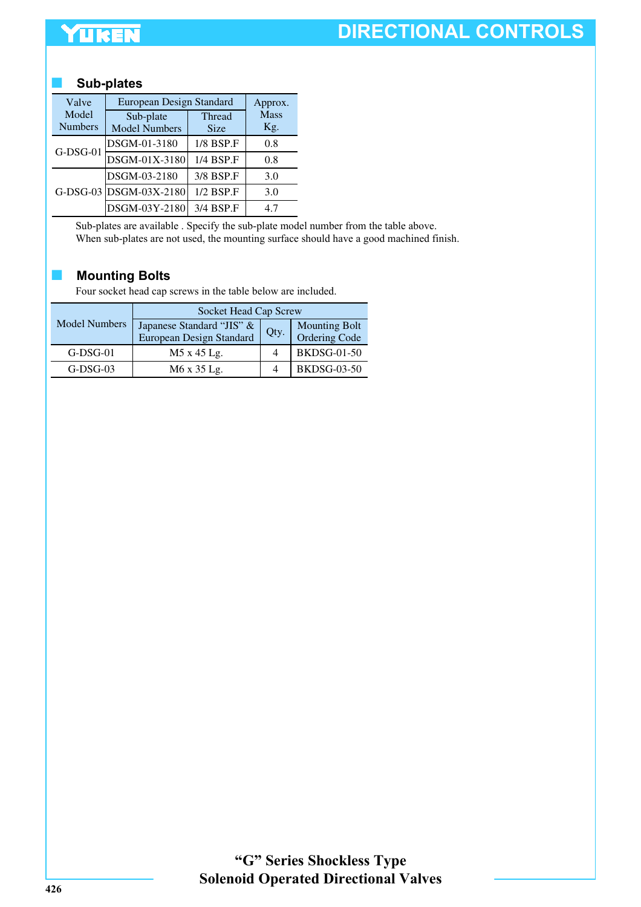## Sub-plates

| Valve Model Numbers | European Design Standard | | Approx. Mass Kg. |
|---|---|---|---|
| | Sub-plate Model Numbers | Thread Size | |
| G-DSG-01 | DSGM-01-3180 | 1/8 BSP.F | 0.8 |
| | DSGM-01X-3180 | 1/4 BSP.F | 0.8 |
| G-DSG-03 | DSGM-03-2180 | 3/8 BSP.F | 3.0 |
| | DSGM-03X-2180 | 1/2 BSP.F | 3.0 |
| | DSGM-03Y-2180 | 3/4 BSP.F | 4.7 |

Sub-plates are available . Specify the sub-plate model number from the table above.
When sub-plates are not used, the mounting surface should have a good machined finish.

## Mounting Bolts

Four socket head cap screws in the table below are included.

| Model Numbers | Socket Head Cap Screw | | |
|---|---|---|---|
| | Japanese Standard "JIS" & European Design Standard | Qty. | Mounting Bolt Ordering Code |
| G-DSG-01 | M5 x 45 Lg. | 4 | BKDSG-01-50 |
| G-DSG-03 | M6 x 35 Lg. | 4 | BKDSG-03-50 |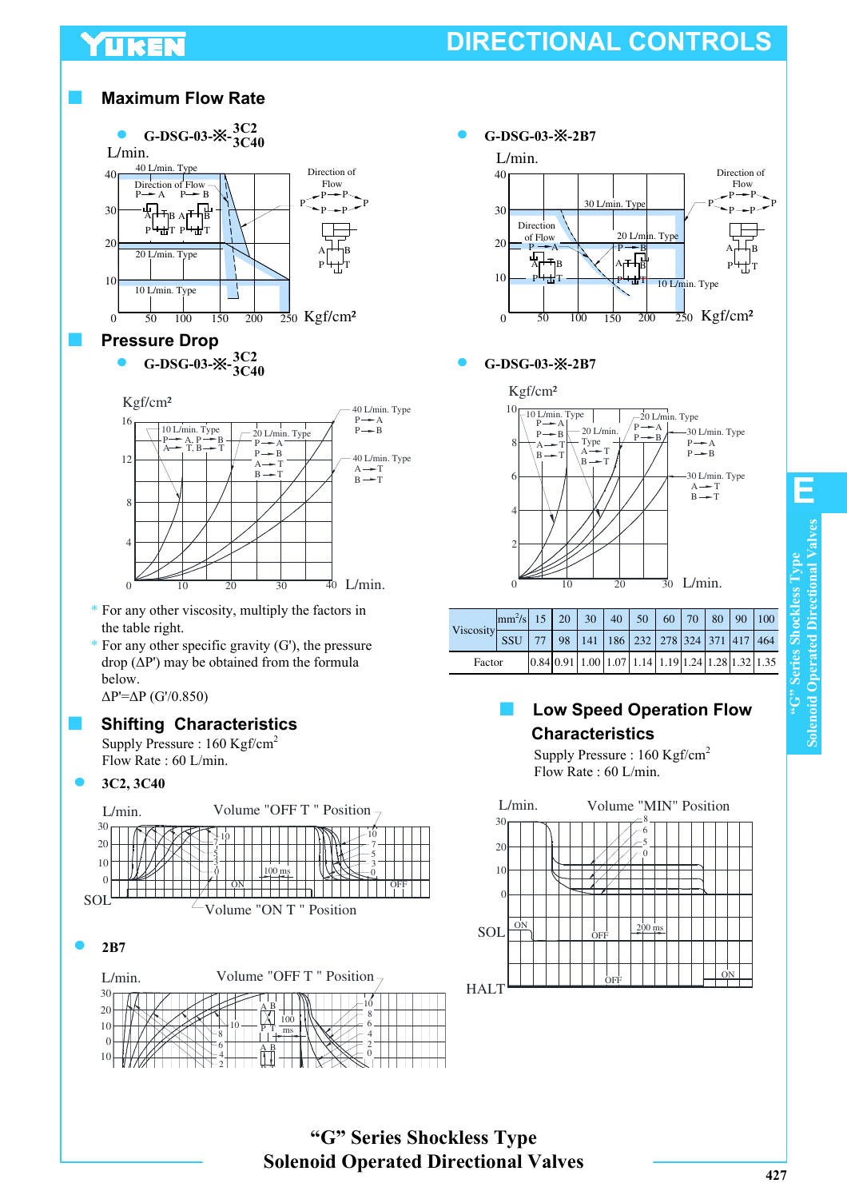## Maximum Flow Rate

- G-DSG-03-※-3C2 / 3C40

- G-DSG-03-※-2B7

## Pressure Drop

- G-DSG-03-※-3C2 / 3C40

- G-DSG-03-※-2B7

\* For any other viscosity, multiply the factors in the table right.

\* For any other specific gravity (G'), the pressure drop (ΔP') may be obtained from the formula below.

$\Delta P' = \Delta P\ (G'/0.850)$

| Viscosity | mm²/s | 15 | 20 | 30 | 40 | 50 | 60 | 70 | 80 | 90 | 100 |
|---|---|---|---|---|---|---|---|---|---|---|---|
| | SSU | 77 | 98 | 141 | 186 | 232 | 278 | 324 | 371 | 417 | 464 |
| Factor | | 0.84 | 0.91 | 1.00 | 1.07 | 1.14 | 1.19 | 1.24 | 1.28 | 1.32 | 1.35 |

## Shifting Characteristics

Supply Pressure : 160 Kgf/cm²
Flow Rate : 60 L/min.

- 3C2, 3C40

- 2B7

## Low Speed Operation Flow Characteristics

Supply Pressure : 160 Kgf/cm²
Flow Rate : 60 L/min.

**"G" Series Shockless Type
Solenoid Operated Directional Valves**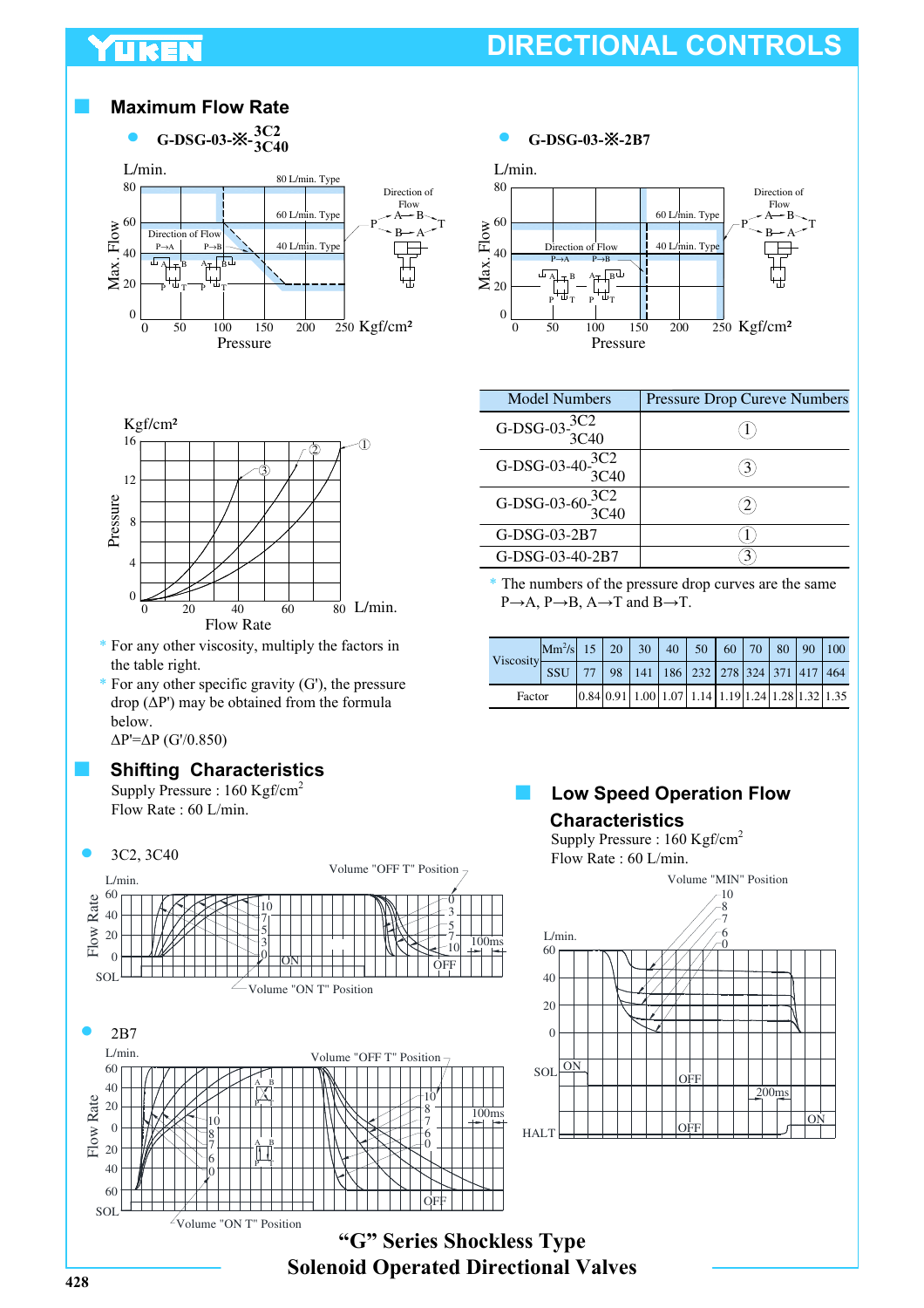## Maximum Flow Rate

- G-DSG-03-※-3C2 / 3C40

- G-DSG-03-※-2B7

| Model Numbers | Pressure Drop Cureve Numbers |
|---|---|
| G-DSG-03-3C2 / 3C40 | ① |
| G-DSG-03-40-3C2 / 3C40 | ③ |
| G-DSG-03-60-3C2 / 3C40 | ② |
| G-DSG-03-2B7 | ① |
| G-DSG-03-40-2B7 | ③ |

\* The numbers of the pressure drop curves are the same P→A, P→B, A→T and B→T.

\* For any other viscosity, multiply the factors in the table right.

\* For any other specific gravity (G'), the pressure drop (ΔP') may be obtained from the formula below.

$\Delta P' = \Delta P\ (G'/0.850)$

| Viscosity | | | | | | | | | | | |
|---|---|---|---|---|---|---|---|---|---|---|---|
| Viscosity | $mm^2/s$ | 15 | 20 | 30 | 40 | 50 | 60 | 70 | 80 | 90 | 100 |
| | SSU | 77 | 98 | 141 | 186 | 232 | 278 | 324 | 371 | 417 | 464 |
| Factor | | 0.84 | 0.91 | 1.00 | 1.07 | 1.14 | 1.19 | 1.24 | 1.28 | 1.32 | 1.35 |

## Shifting Characteristics

Supply Pressure : 160 Kgf/cm$^2$
Flow Rate : 60 L/min.

- 3C2, 3C40

- 2B7

## Low Speed Operation Flow Characteristics

Supply Pressure : 160 Kgf/cm$^2$
Flow Rate : 60 L/min.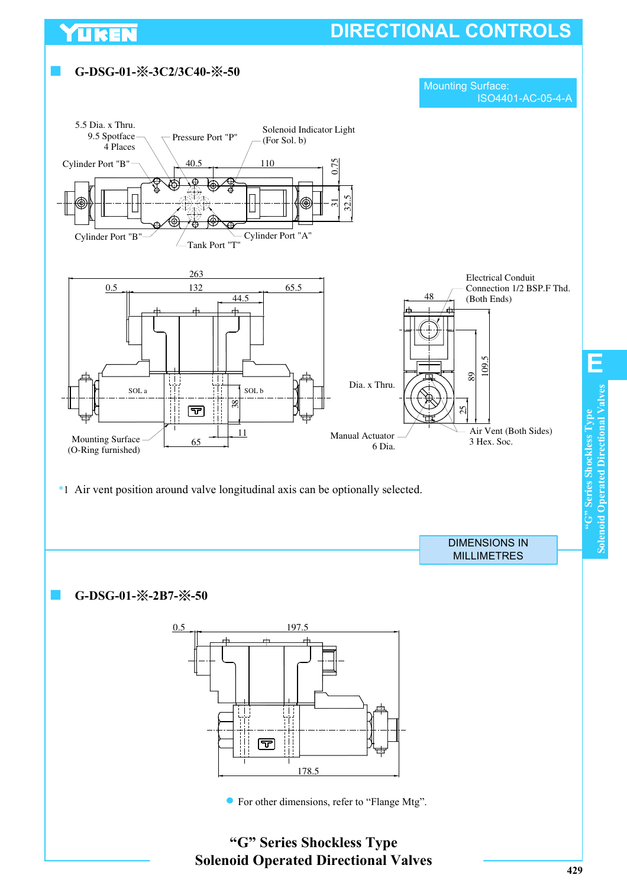## G-DSG-01-※-3C2/3C40-※-50

Mounting Surface: ISO4401-AC-05-4-A

5.5 Dia. x Thru.
9.5 Spotface
4 Places

Pressure Port "P"

Solenoid Indicator Light (For Sol. b)

Cylinder Port "B"

40.5

110

0.75

31

32.5

Cylinder Port "B"

Tank Port "T"

Cylinder Port "A"

263

0.5

132

65.5

44.5

Electrical Conduit Connection 1/2 BSP.F Thd. (Both Ends)

48

SOL a

SOL b

38

11

65

Mounting Surface (O-Ring furnished)

Dia. x Thru.

89

109.5

25

Manual Actuator 6 Dia.

Air Vent (Both Sides) 3 Hex. Soc.

*1 Air vent position around valve longitudinal axis can be optionally selected.

DIMENSIONS IN MILLIMETRES

## G-DSG-01-※-2B7-※-50

0.5

197.5

178.5

- For other dimensions, refer to “Flange Mtg”.

**“G” Series Shockless Type Solenoid Operated Directional Valves**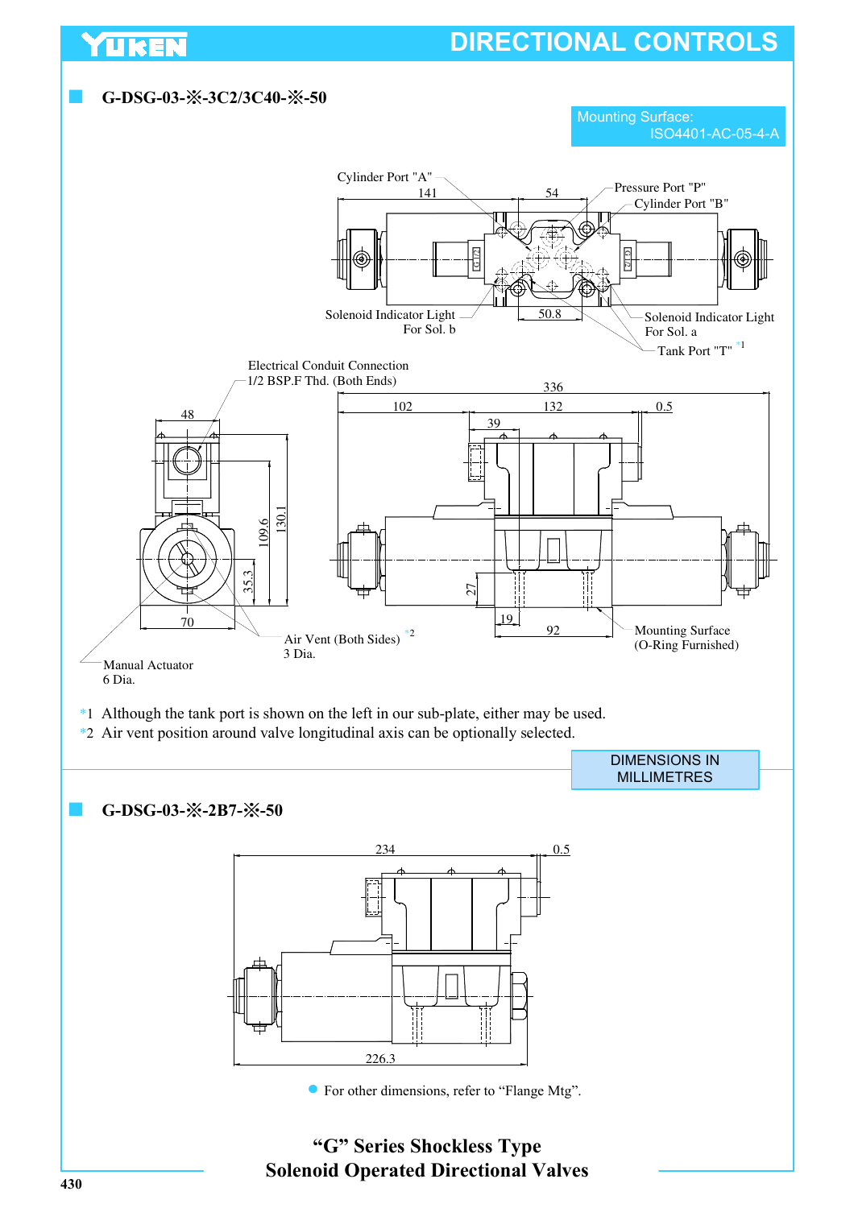## G-DSG-03-※-3C2/3C40-※-50

Mounting Surface: ISO4401-AC-05-4-A

Cylinder Port "A"

141

54

Pressure Port "P"

Cylinder Port "B"

Solenoid Indicator Light For Sol. b

50.8

Solenoid Indicator Light For Sol. a

Tank Port "T" *1

Electrical Conduit Connection 1/2 BSP.F Thd. (Both Ends)

48

109.6

130.1

35.3

70

336

102

132

0.5

39

27

19

92

Air Vent (Both Sides) *2 3 Dia.

Mounting Surface (O-Ring Furnished)

Manual Actuator 6 Dia.

*1 Although the tank port is shown on the left in our sub-plate, either may be used.
*2 Air vent position around valve longitudinal axis can be optionally selected.

DIMENSIONS IN MILLIMETRES

## G-DSG-03-※-2B7-※-50

234

0.5

226.3

- For other dimensions, refer to “Flange Mtg”.

**“G” Series Shockless Type Solenoid Operated Directional Valves**